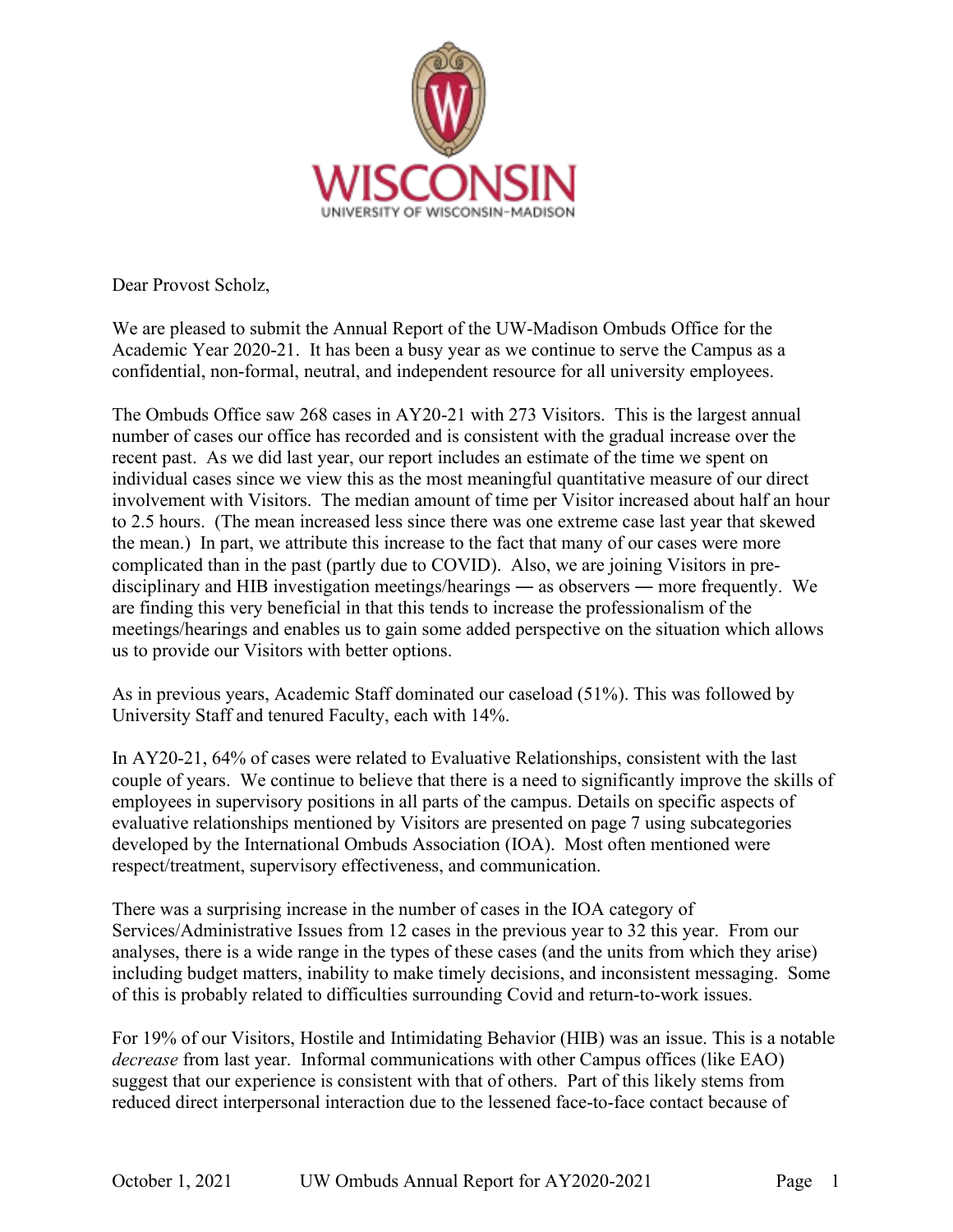WISCONSIN

UNIVERSITY OF WISCONSIN–MADISON

Dear Provost Scholz,

We are pleased to submit the Annual Report of the UW-Madison Ombuds Office for the Academic Year 2020-21. It has been a busy year as we continue to serve the Campus as a confidential, non-formal, neutral, and independent resource for all university employees.

The Ombuds Office saw 268 cases in AY20-21 with 273 Visitors. This is the largest annual number of cases our office has recorded and is consistent with the gradual increase over the recent past. As we did last year, our report includes an estimate of the time we spent on individual cases since we view this as the most meaningful quantitative measure of our direct involvement with Visitors. The median amount of time per Visitor increased about half an hour to 2.5 hours. (The mean increased less since there was one extreme case last year that skewed the mean.) In part, we attribute this increase to the fact that many of our cases were more complicated than in the past (partly due to COVID). Also, we are joining Visitors in pre-disciplinary and HIB investigation meetings/hearings — as observers — more frequently. We are finding this very beneficial in that this tends to increase the professionalism of the meetings/hearings and enables us to gain some added perspective on the situation which allows us to provide our Visitors with better options.

As in previous years, Academic Staff dominated our caseload (51%). This was followed by University Staff and tenured Faculty, each with 14%.

In AY20-21, 64% of cases were related to Evaluative Relationships, consistent with the last couple of years. We continue to believe that there is a need to significantly improve the skills of employees in supervisory positions in all parts of the campus. Details on specific aspects of evaluative relationships mentioned by Visitors are presented on page 7 using subcategories developed by the International Ombuds Association (IOA). Most often mentioned were respect/treatment, supervisory effectiveness, and communication.

There was a surprising increase in the number of cases in the IOA category of Services/Administrative Issues from 12 cases in the previous year to 32 this year. From our analyses, there is a wide range in the types of these cases (and the units from which they arise) including budget matters, inability to make timely decisions, and inconsistent messaging. Some of this is probably related to difficulties surrounding Covid and return-to-work issues.

For 19% of our Visitors, Hostile and Intimidating Behavior (HIB) was an issue. This is a notable *decrease* from last year. Informal communications with other Campus offices (like EAO) suggest that our experience is consistent with that of others. Part of this likely stems from reduced direct interpersonal interaction due to the lessened face-to-face contact because of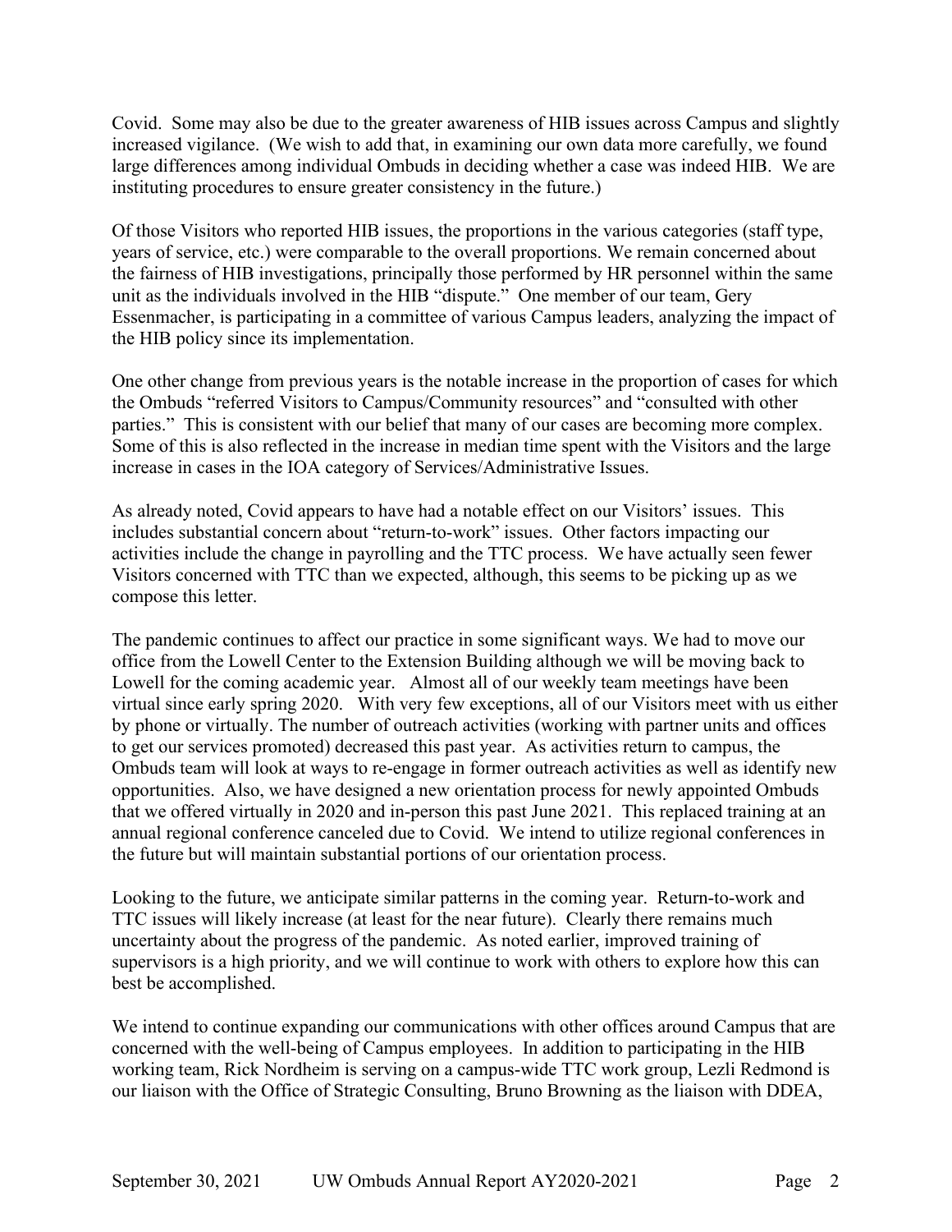Covid. Some may also be due to the greater awareness of HIB issues across Campus and slightly increased vigilance. (We wish to add that, in examining our own data more carefully, we found large differences among individual Ombuds in deciding whether a case was indeed HIB. We are instituting procedures to ensure greater consistency in the future.)

Of those Visitors who reported HIB issues, the proportions in the various categories (staff type, years of service, etc.) were comparable to the overall proportions. We remain concerned about the fairness of HIB investigations, principally those performed by HR personnel within the same unit as the individuals involved in the HIB "dispute." One member of our team, Gery Essenmacher, is participating in a committee of various Campus leaders, analyzing the impact of the HIB policy since its implementation.

One other change from previous years is the notable increase in the proportion of cases for which the Ombuds "referred Visitors to Campus/Community resources" and "consulted with other parties." This is consistent with our belief that many of our cases are becoming more complex. Some of this is also reflected in the increase in median time spent with the Visitors and the large increase in cases in the IOA category of Services/Administrative Issues.

As already noted, Covid appears to have had a notable effect on our Visitors' issues. This includes substantial concern about "return-to-work" issues. Other factors impacting our activities include the change in payrolling and the TTC process. We have actually seen fewer Visitors concerned with TTC than we expected, although, this seems to be picking up as we compose this letter.

The pandemic continues to affect our practice in some significant ways. We had to move our office from the Lowell Center to the Extension Building although we will be moving back to Lowell for the coming academic year. Almost all of our weekly team meetings have been virtual since early spring 2020. With very few exceptions, all of our Visitors meet with us either by phone or virtually. The number of outreach activities (working with partner units and offices to get our services promoted) decreased this past year. As activities return to campus, the Ombuds team will look at ways to re-engage in former outreach activities as well as identify new opportunities. Also, we have designed a new orientation process for newly appointed Ombuds that we offered virtually in 2020 and in-person this past June 2021. This replaced training at an annual regional conference canceled due to Covid. We intend to utilize regional conferences in the future but will maintain substantial portions of our orientation process.

Looking to the future, we anticipate similar patterns in the coming year. Return-to-work and TTC issues will likely increase (at least for the near future). Clearly there remains much uncertainty about the progress of the pandemic. As noted earlier, improved training of supervisors is a high priority, and we will continue to work with others to explore how this can best be accomplished.

We intend to continue expanding our communications with other offices around Campus that are concerned with the well-being of Campus employees. In addition to participating in the HIB working team, Rick Nordheim is serving on a campus-wide TTC work group, Lezli Redmond is our liaison with the Office of Strategic Consulting, Bruno Browning as the liaison with DDEA,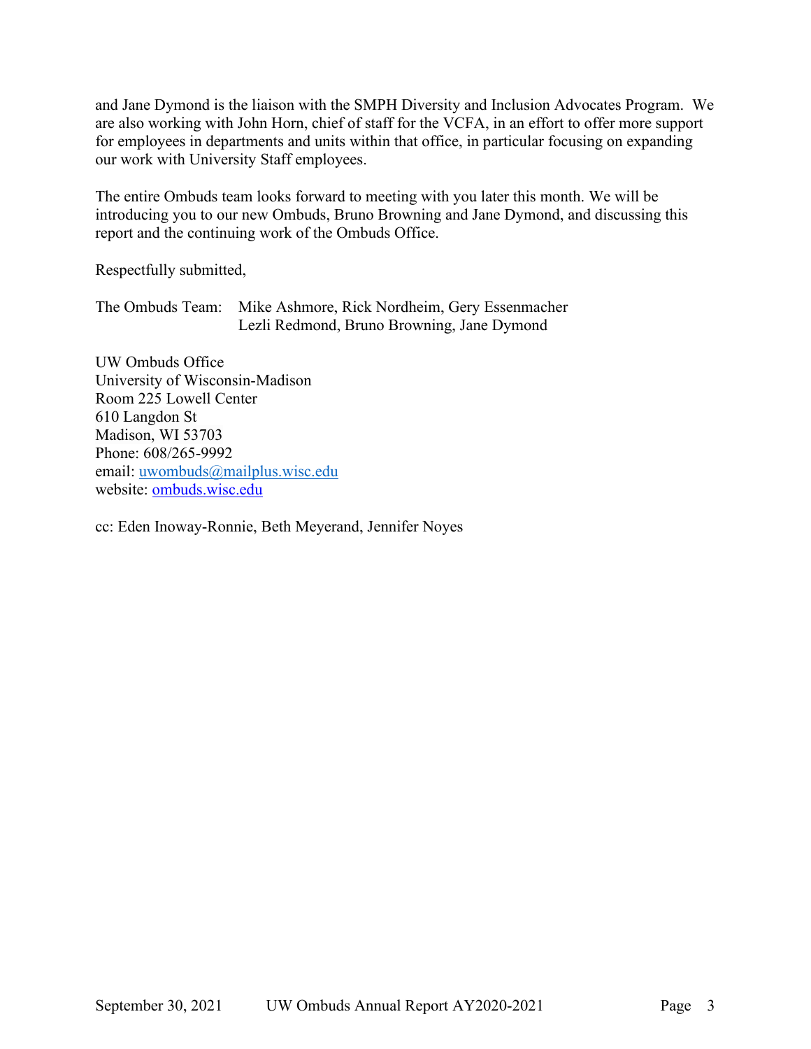and Jane Dymond is the liaison with the SMPH Diversity and Inclusion Advocates Program. We are also working with John Horn, chief of staff for the VCFA, in an effort to offer more support for employees in departments and units within that office, in particular focusing on expanding our work with University Staff employees.

The entire Ombuds team looks forward to meeting with you later this month. We will be introducing you to our new Ombuds, Bruno Browning and Jane Dymond, and discussing this report and the continuing work of the Ombuds Office.

Respectfully submitted,

The Ombuds Team: Mike Ashmore, Rick Nordheim, Gery Essenmacher
Lezli Redmond, Bruno Browning, Jane Dymond

UW Ombuds Office
University of Wisconsin-Madison
Room 225 Lowell Center
610 Langdon St
Madison, WI 53703
Phone: 608/265-9992
email: uwombuds@mailplus.wisc.edu
website: ombuds.wisc.edu

cc: Eden Inoway-Ronnie, Beth Meyerand, Jennifer Noyes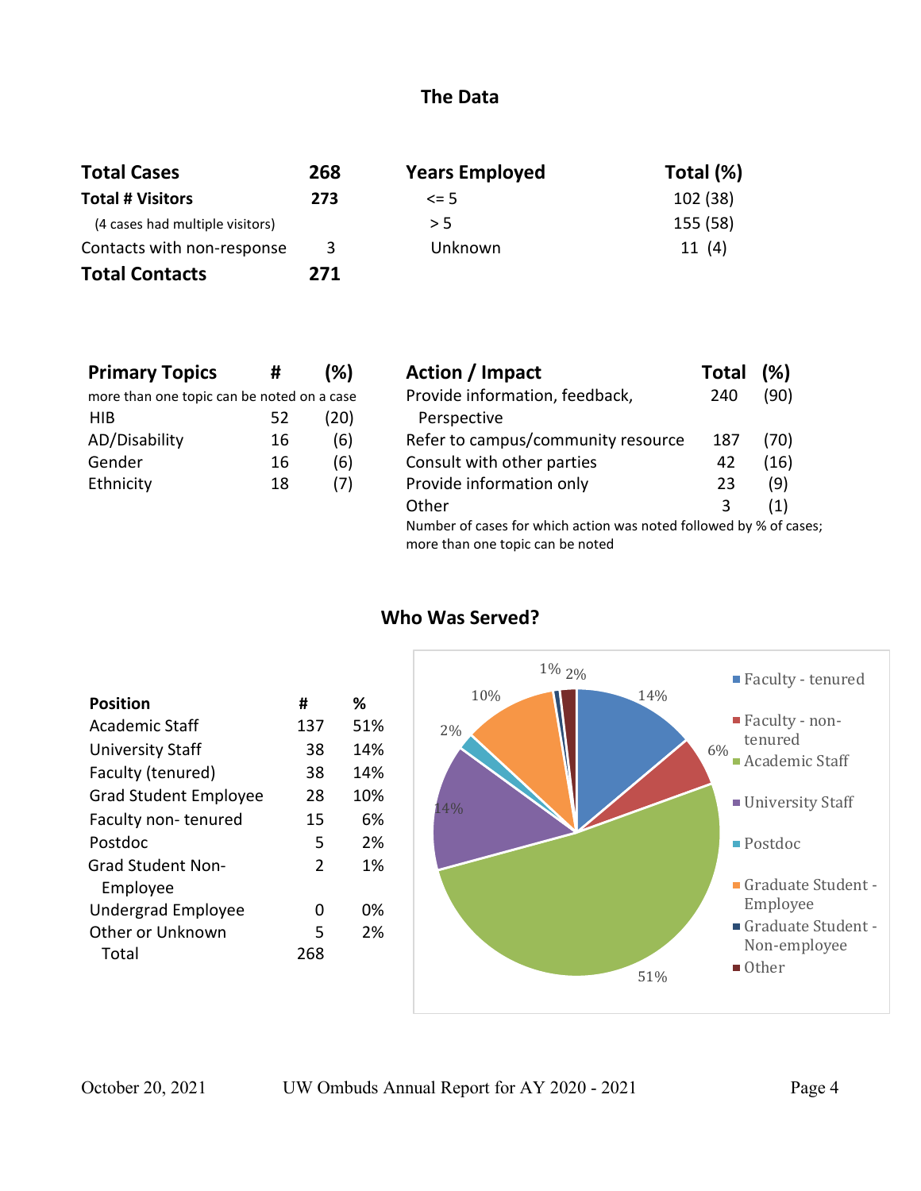## The Data

| Total Cases | 268 |
|---|---|
| **Total # Visitors** | **273** |
| (4 cases had multiple visitors) | |
| Contacts with non-response | 3 |
| **Total Contacts** | **271** |

| Years Employed | Total (%) |
|---|---|
| <= 5 | 102 (38) |
| > 5 | 155 (58) |
| Unknown | 11 (4) |

| Primary Topics | # | (%) |
|---|---|---|
| more than one topic can be noted on a case | | |
| HIB | 52 | (20) |
| AD/Disability | 16 | (6) |
| Gender | 16 | (6) |
| Ethnicity | 18 | (7) |

| Action / Impact | Total | (%) |
|---|---|---|
| Provide information, feedback, Perspective | 240 | (90) |
| Refer to campus/community resource | 187 | (70) |
| Consult with other parties | 42 | (16) |
| Provide information only | 23 | (9) |
| Other | 3 | (1) |

Number of cases for which action was noted followed by % of cases; more than one topic can be noted

## Who Was Served?

| Position | # | % |
|---|---|---|
| Academic Staff | 137 | 51% |
| University Staff | 38 | 14% |
| Faculty (tenured) | 38 | 14% |
| Grad Student Employee | 28 | 10% |
| Faculty non- tenured | 15 | 6% |
| Postdoc | 5 | 2% |
| Grad Student Non-Employee | 2 | 1% |
| Undergrad Employee | 0 | 0% |
| Other or Unknown | 5 | 2% |
| Total | 268 | |

Faculty - tenured: 14%; Faculty - non-tenured: 6%; Academic Staff: 51%; University Staff: 14%; Postdoc: 2%; Graduate Student - Employee: 10%; Graduate Student - Non-employee: 1%; Other: 2%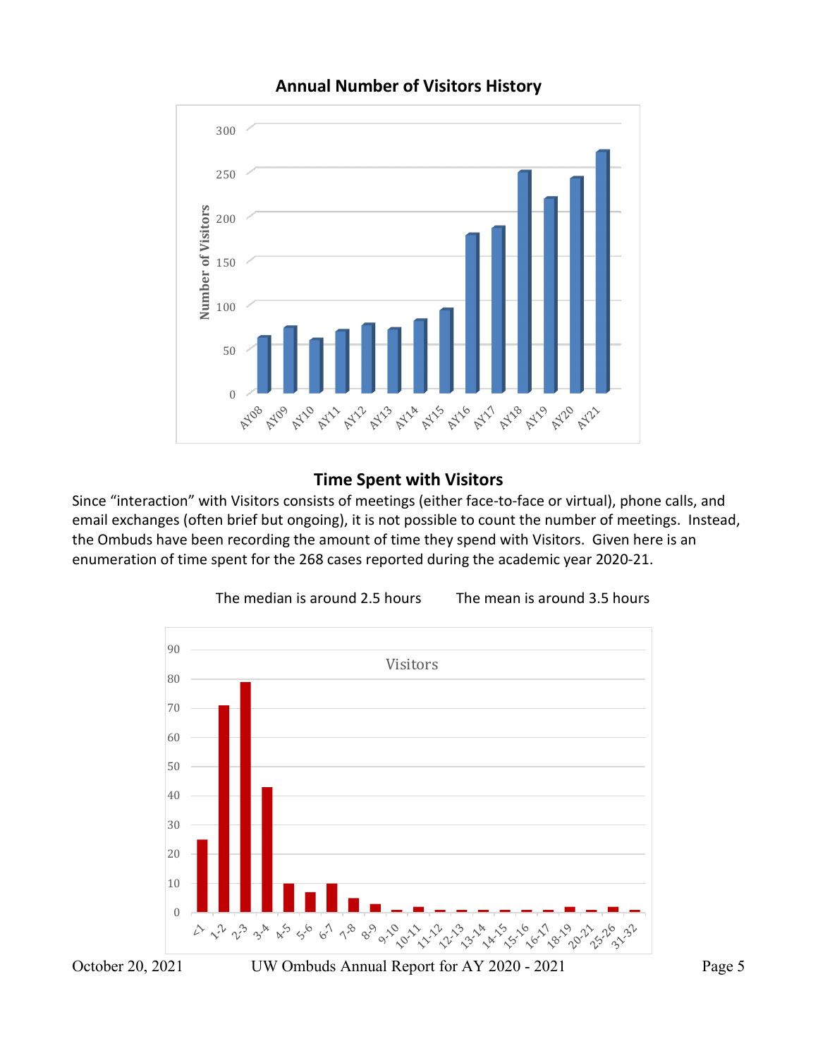## Annual Number of Visitors History

## Time Spent with Visitors

Since "interaction" with Visitors consists of meetings (either face-to-face or virtual), phone calls, and email exchanges (often brief but ongoing), it is not possible to count the number of meetings. Instead, the Ombuds have been recording the amount of time they spend with Visitors. Given here is an enumeration of time spent for the 268 cases reported during the academic year 2020-21.

The median is around 2.5 hours        The mean is around 3.5 hours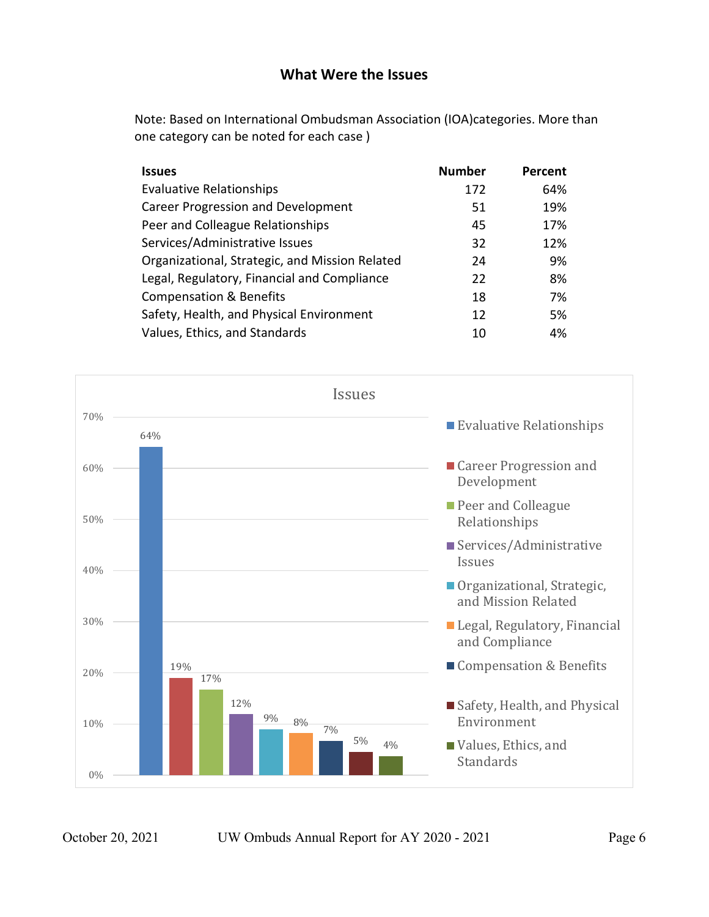## What Were the Issues

Note: Based on International Ombudsman Association (IOA)categories. More than one category can be noted for each case )

| Issues | Number | Percent |
|---|---|---|
| Evaluative Relationships | 172 | 64% |
| Career Progression and Development | 51 | 19% |
| Peer and Colleague Relationships | 45 | 17% |
| Services/Administrative Issues | 32 | 12% |
| Organizational, Strategic, and Mission Related | 24 | 9% |
| Legal, Regulatory, Financial and Compliance | 22 | 8% |
| Compensation & Benefits | 18 | 7% |
| Safety, Health, and Physical Environment | 12 | 5% |
| Values, Ethics, and Standards | 10 | 4% |

Issues

| Issue | Percent |
|---|---|
| Evaluative Relationships | 64% |
| Career Progression and Development | 19% |
| Peer and Colleague Relationships | 17% |
| Services/Administrative Issues | 12% |
| Organizational, Strategic, and Mission Related | 9% |
| Legal, Regulatory, Financial and Compliance | 8% |
| Compensation & Benefits | 7% |
| Safety, Health, and Physical Environment | 5% |
| Values, Ethics, and Standards | 4% |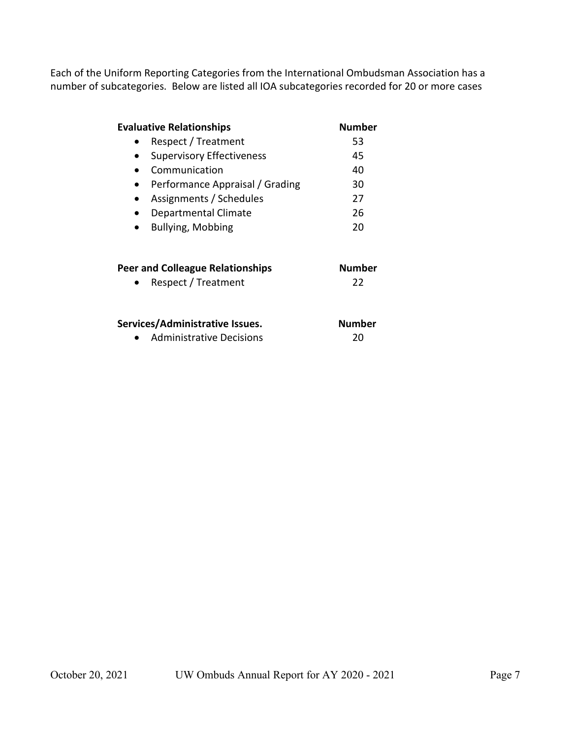Each of the Uniform Reporting Categories from the International Ombudsman Association has a number of subcategories. Below are listed all IOA subcategories recorded for 20 or more cases

| Evaluative Relationships | Number |
| --- | --- |
| • Respect / Treatment | 53 |
| • Supervisory Effectiveness | 45 |
| • Communication | 40 |
| • Performance Appraisal / Grading | 30 |
| • Assignments / Schedules | 27 |
| • Departmental Climate | 26 |
| • Bullying, Mobbing | 20 |

| Peer and Colleague Relationships | Number |
| --- | --- |
| • Respect / Treatment | 22 |

| Services/Administrative Issues. | Number |
| --- | --- |
| • Administrative Decisions | 20 |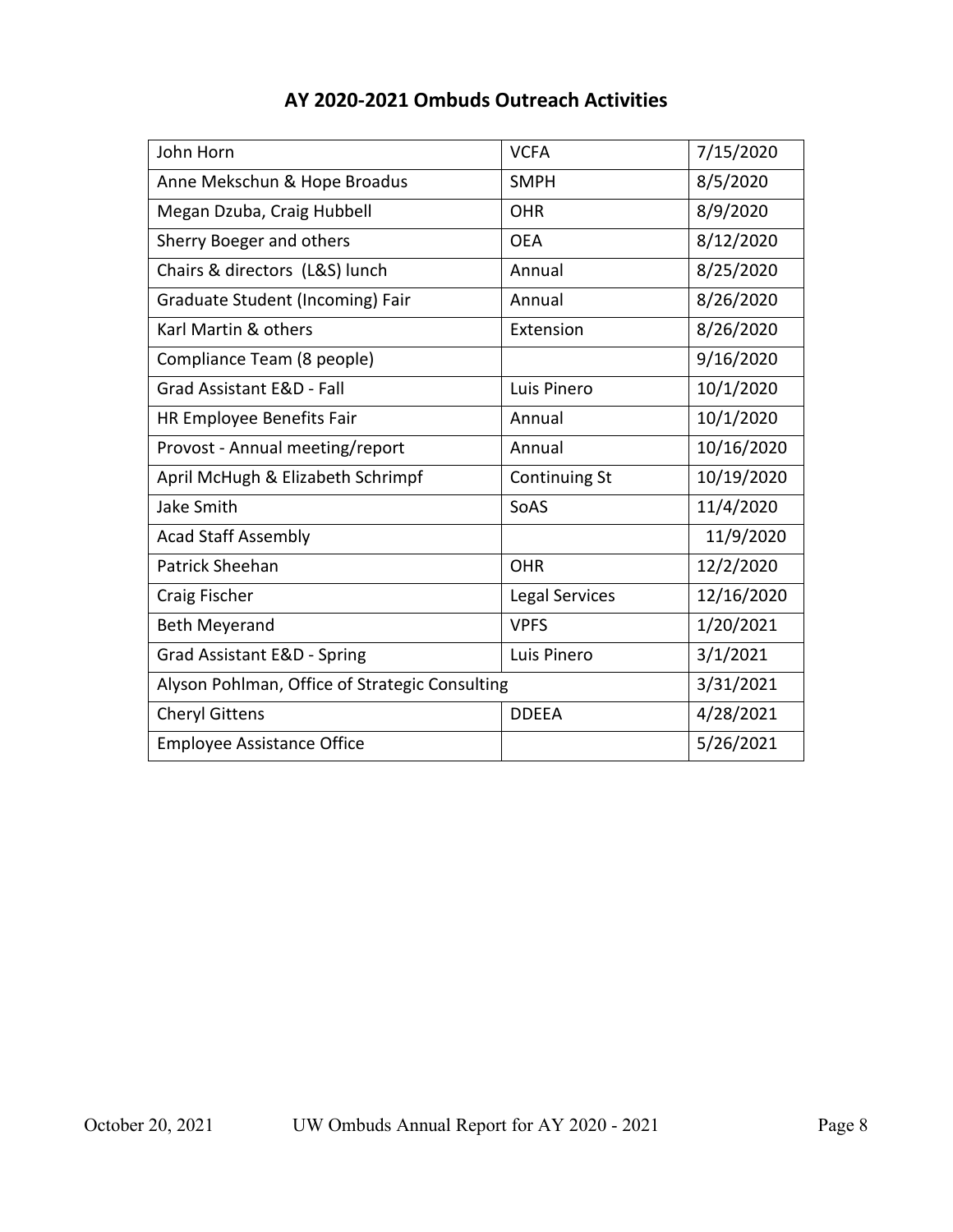## AY 2020-2021 Ombuds Outreach Activities

| | | |
|---|---|---|
| John Horn | VCFA | 7/15/2020 |
| Anne Mekschun & Hope Broadus | SMPH | 8/5/2020 |
| Megan Dzuba, Craig Hubbell | OHR | 8/9/2020 |
| Sherry Boeger and others | OEA | 8/12/2020 |
| Chairs & directors (L&S) lunch | Annual | 8/25/2020 |
| Graduate Student (Incoming) Fair | Annual | 8/26/2020 |
| Karl Martin & others | Extension | 8/26/2020 |
| Compliance Team (8 people) | | 9/16/2020 |
| Grad Assistant E&D - Fall | Luis Pinero | 10/1/2020 |
| HR Employee Benefits Fair | Annual | 10/1/2020 |
| Provost - Annual meeting/report | Annual | 10/16/2020 |
| April McHugh & Elizabeth Schrimpf | Continuing St | 10/19/2020 |
| Jake Smith | SoAS | 11/4/2020 |
| Acad Staff Assembly | | 11/9/2020 |
| Patrick Sheehan | OHR | 12/2/2020 |
| Craig Fischer | Legal Services | 12/16/2020 |
| Beth Meyerand | VPFS | 1/20/2021 |
| Grad Assistant E&D - Spring | Luis Pinero | 3/1/2021 |
| Alyson Pohlman, Office of Strategic Consulting | | 3/31/2021 |
| Cheryl Gittens | DDEEA | 4/28/2021 |
| Employee Assistance Office | | 5/26/2021 |